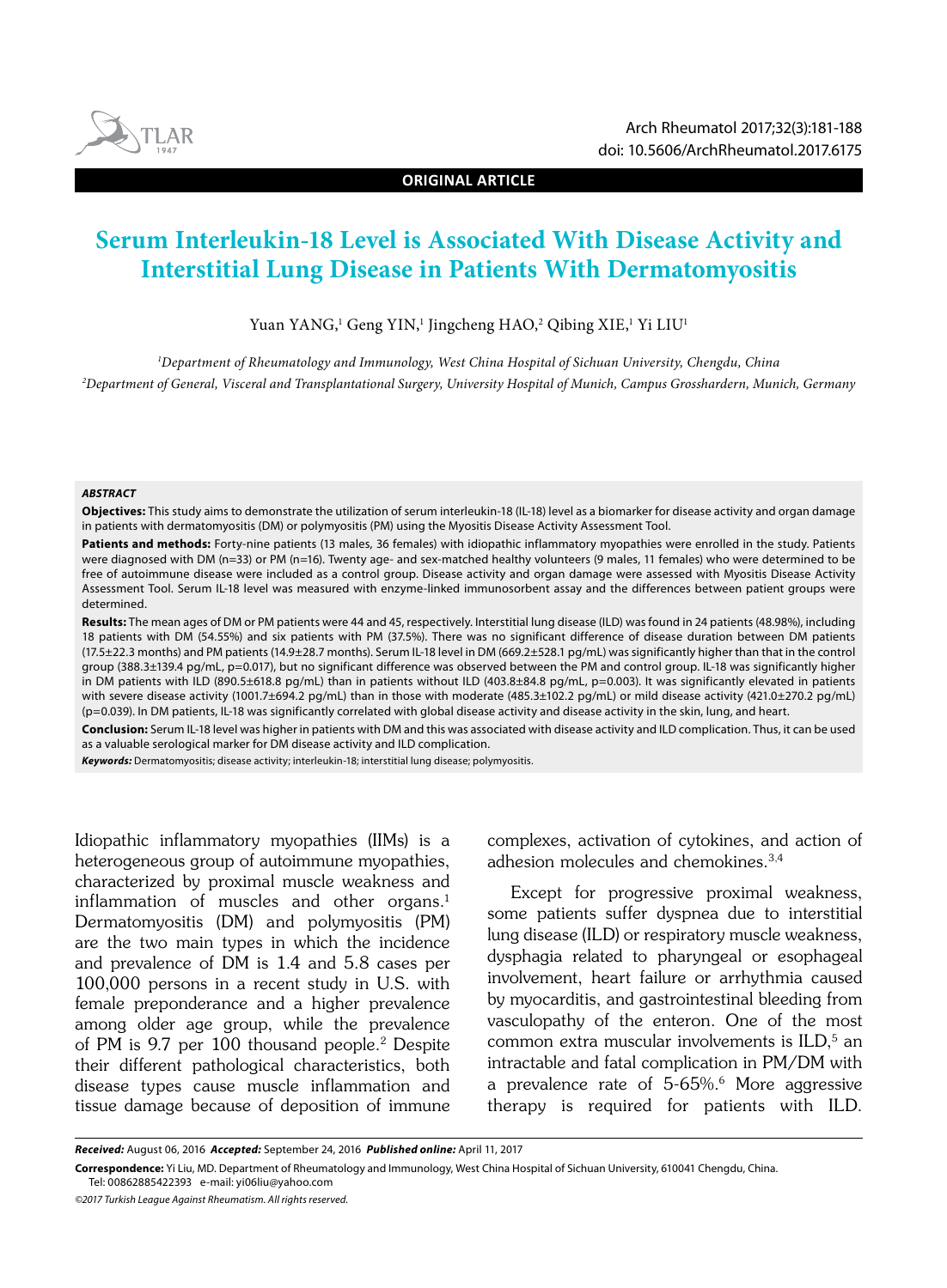ORIGINAL ARTICLE

# Serum Interleukin-18 Level is Associated With Disease Activity and Interstitial Lung Disease in Patients With Dermatomyositis

Yuan YANG,[1] Geng YIN,[1] Jingcheng HAO,[2] Qibing XIE,[1] Yi LIU[1]

[1]*Department of Rheumatology and Immunology, West China Hospital of Sichuan University, Chengdu, China*

[2]*Department of General, Visceral and Transplantational Surgery, University Hospital of Munich, Campus Grosshardern, Munich, Germany*

***ABSTRACT***

**Objectives:** This study aims to demonstrate the utilization of serum interleukin-18 (IL-18) level as a biomarker for disease activity and organ damage in patients with dermatomyositis (DM) or polymyositis (PM) using the Myositis Disease Activity Assessment Tool.

**Patients and methods:** Forty-nine patients (13 males, 36 females) with idiopathic inflammatory myopathies were enrolled in the study. Patients were diagnosed with DM (n=33) or PM (n=16). Twenty age- and sex-matched healthy volunteers (9 males, 11 females) who were determined to be free of autoimmune disease were included as a control group. Disease activity and organ damage were assessed with Myositis Disease Activity Assessment Tool. Serum IL-18 level was measured with enzyme-linked immunosorbent assay and the differences between patient groups were determined.

**Results:** The mean ages of DM or PM patients were 44 and 45, respectively. Interstitial lung disease (ILD) was found in 24 patients (48.98%), including 18 patients with DM (54.55%) and six patients with PM (37.5%). There was no significant difference of disease duration between DM patients (17.5±22.3 months) and PM patients (14.9±28.7 months). Serum IL-18 level in DM (669.2±528.1 pg/mL) was significantly higher than that in the control group (388.3±139.4 pg/mL, p=0.017), but no significant difference was observed between the PM and control group. IL-18 was significantly higher in DM patients with ILD (890.5±618.8 pg/mL) than in patients without ILD (403.8±84.8 pg/mL, p=0.003). It was significantly elevated in patients with severe disease activity (1001.7±694.2 pg/mL) than in those with moderate (485.3±102.2 pg/mL) or mild disease activity (421.0±270.2 pg/mL) (p=0.039). In DM patients, IL-18 was significantly correlated with global disease activity and disease activity in the skin, lung, and heart.

**Conclusion:** Serum IL-18 level was higher in patients with DM and this was associated with disease activity and ILD complication. Thus, it can be used as a valuable serological marker for DM disease activity and ILD complication.

***Keywords:*** Dermatomyositis; disease activity; interleukin-18; interstitial lung disease; polymyositis.

Idiopathic inflammatory myopathies (IIMs) is a heterogeneous group of autoimmune myopathies, characterized by proximal muscle weakness and inflammation of muscles and other organs.[1] Dermatomyositis (DM) and polymyositis (PM) are the two main types in which the incidence and prevalence of DM is 1.4 and 5.8 cases per 100,000 persons in a recent study in U.S. with female preponderance and a higher prevalence among older age group, while the prevalence of PM is 9.7 per 100 thousand people.[2] Despite their different pathological characteristics, both disease types cause muscle inflammation and tissue damage because of deposition of immune complexes, activation of cytokines, and action of adhesion molecules and chemokines.[3,4]

Except for progressive proximal weakness, some patients suffer dyspnea due to interstitial lung disease (ILD) or respiratory muscle weakness, dysphagia related to pharyngeal or esophageal involvement, heart failure or arrhythmia caused by myocarditis, and gastrointestinal bleeding from vasculopathy of the enteron. One of the most common extra muscular involvements is ILD,[5] an intractable and fatal complication in PM/DM with a prevalence rate of 5-65%.[6] More aggressive therapy is required for patients with ILD.

***Received:*** August 06, 2016 ***Accepted:*** September 24, 2016 ***Published online:*** April 11, 2017

**Correspondence:** Yi Liu, MD. Department of Rheumatology and Immunology, West China Hospital of Sichuan University, 610041 Chengdu, China. Tel: 00862885422393 e-mail: yi06liu@yahoo.com

*©2017 Turkish League Against Rheumatism. All rights reserved.*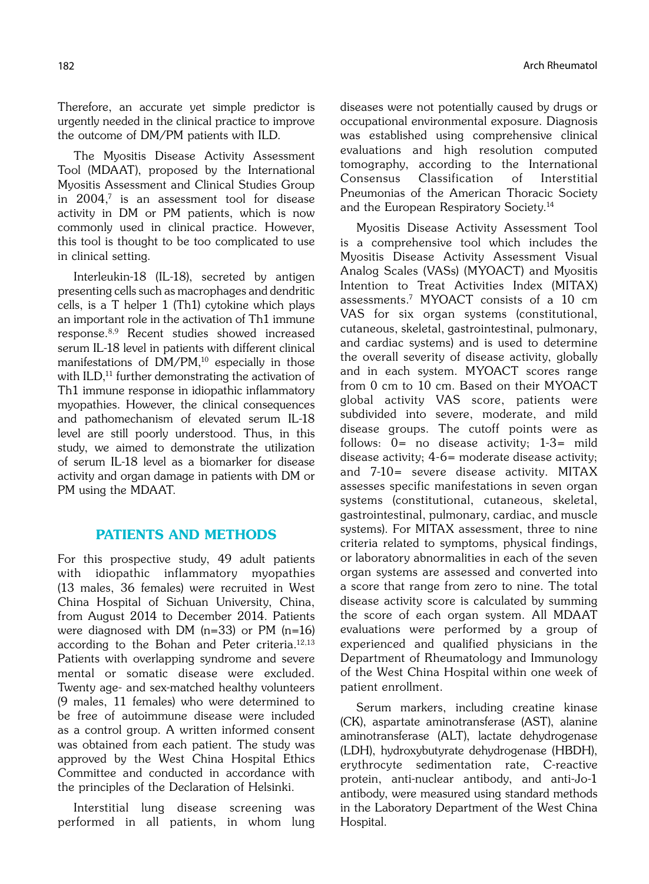Therefore, an accurate yet simple predictor is urgently needed in the clinical practice to improve the outcome of DM/PM patients with ILD.

The Myositis Disease Activity Assessment Tool (MDAAT), proposed by the International Myositis Assessment and Clinical Studies Group in 2004,[7] is an assessment tool for disease activity in DM or PM patients, which is now commonly used in clinical practice. However, this tool is thought to be too complicated to use in clinical setting.

Interleukin-18 (IL-18), secreted by antigen presenting cells such as macrophages and dendritic cells, is a T helper 1 (Th1) cytokine which plays an important role in the activation of Th1 immune response.[8,9] Recent studies showed increased serum IL-18 level in patients with different clinical manifestations of DM/PM,[10] especially in those with ILD,[11] further demonstrating the activation of Th1 immune response in idiopathic inflammatory myopathies. However, the clinical consequences and pathomechanism of elevated serum IL-18 level are still poorly understood. Thus, in this study, we aimed to demonstrate the utilization of serum IL-18 level as a biomarker for disease activity and organ damage in patients with DM or PM using the MDAAT.

## PATIENTS AND METHODS

For this prospective study, 49 adult patients with idiopathic inflammatory myopathies (13 males, 36 females) were recruited in West China Hospital of Sichuan University, China, from August 2014 to December 2014. Patients were diagnosed with DM (n=33) or PM (n=16) according to the Bohan and Peter criteria.[12,13] Patients with overlapping syndrome and severe mental or somatic disease were excluded. Twenty age- and sex-matched healthy volunteers (9 males, 11 females) who were determined to be free of autoimmune disease were included as a control group. A written informed consent was obtained from each patient. The study was approved by the West China Hospital Ethics Committee and conducted in accordance with the principles of the Declaration of Helsinki.

Interstitial lung disease screening was performed in all patients, in whom lung diseases were not potentially caused by drugs or occupational environmental exposure. Diagnosis was established using comprehensive clinical evaluations and high resolution computed tomography, according to the International Consensus Classification of Interstitial Pneumonias of the American Thoracic Society and the European Respiratory Society.[14]

Myositis Disease Activity Assessment Tool is a comprehensive tool which includes the Myositis Disease Activity Assessment Visual Analog Scales (VASs) (MYOACT) and Myositis Intention to Treat Activities Index (MITAX) assessments.[7] MYOACT consists of a 10 cm VAS for six organ systems (constitutional, cutaneous, skeletal, gastrointestinal, pulmonary, and cardiac systems) and is used to determine the overall severity of disease activity, globally and in each system. MYOACT scores range from 0 cm to 10 cm. Based on their MYOACT global activity VAS score, patients were subdivided into severe, moderate, and mild disease groups. The cutoff points were as follows: 0= no disease activity; 1-3= mild disease activity; 4-6= moderate disease activity; and 7-10= severe disease activity. MITAX assesses specific manifestations in seven organ systems (constitutional, cutaneous, skeletal, gastrointestinal, pulmonary, cardiac, and muscle systems). For MITAX assessment, three to nine criteria related to symptoms, physical findings, or laboratory abnormalities in each of the seven organ systems are assessed and converted into a score that range from zero to nine. The total disease activity score is calculated by summing the score of each organ system. All MDAAT evaluations were performed by a group of experienced and qualified physicians in the Department of Rheumatology and Immunology of the West China Hospital within one week of patient enrollment.

Serum markers, including creatine kinase (CK), aspartate aminotransferase (AST), alanine aminotransferase (ALT), lactate dehydrogenase (LDH), hydroxybutyrate dehydrogenase (HBDH), erythrocyte sedimentation rate, C-reactive protein, anti-nuclear antibody, and anti-Jo-1 antibody, were measured using standard methods in the Laboratory Department of the West China Hospital.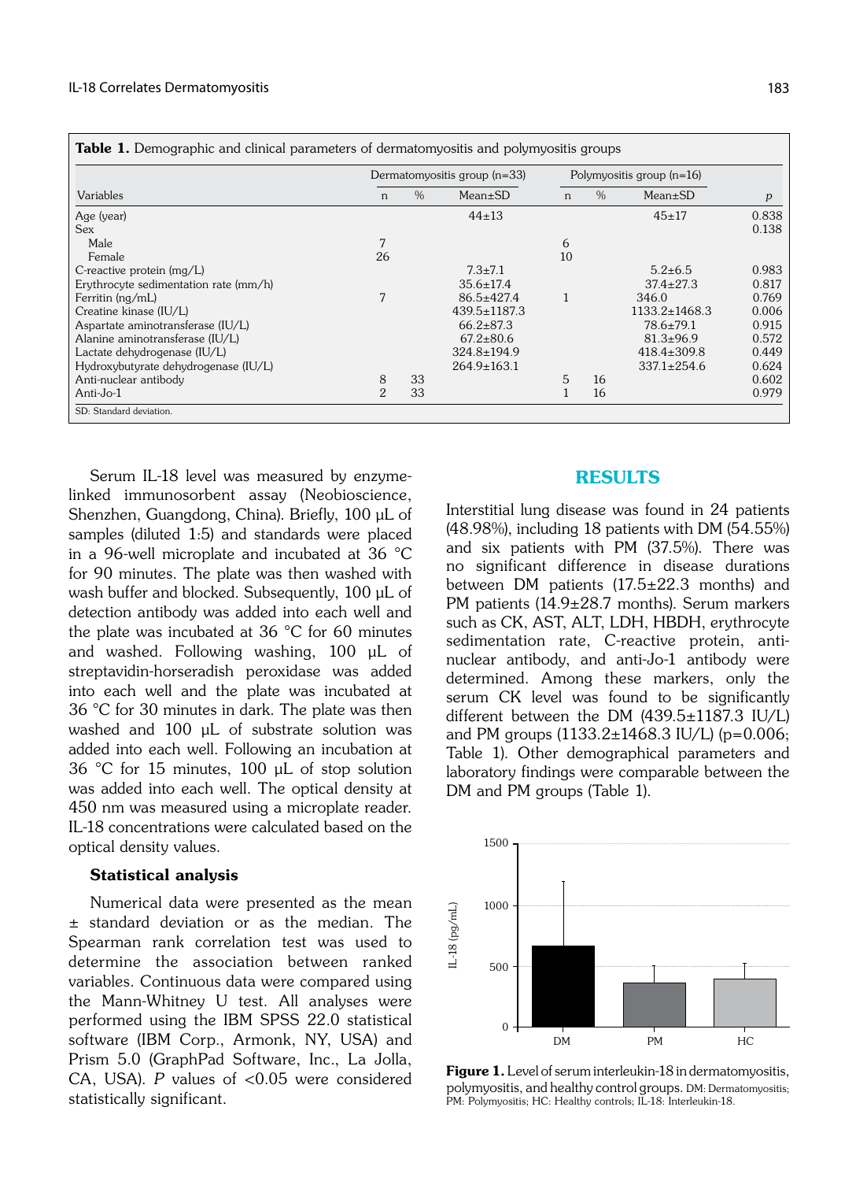**Table 1.** Demographic and clinical parameters of dermatomyositis and polymyositis groups

| | Dermatomyositis group (n=33) | | | Polymyositis group (n=16) | | | |
|---|---|---|---|---|---|---|---|
| Variables | n | % | Mean±SD | n | % | Mean±SD | *p* |
| Age (year) | | | 44±13 | | | 45±17 | 0.838 |
| Sex | | | | | | | 0.138 |
| Male | 7 | | | 6 | | | |
| Female | 26 | | | 10 | | | |
| C-reactive protein (mg/L) | | | 7.3±7.1 | | | 5.2±6.5 | 0.983 |
| Erythrocyte sedimentation rate (mm/h) | | | 35.6±17.4 | | | 37.4±27.3 | 0.817 |
| Ferritin (ng/mL) | 7 | | 86.5±427.4 | 1 | | 346.0 | 0.769 |
| Creatine kinase (IU/L) | | | 439.5±1187.3 | | | 1133.2±1468.3 | 0.006 |
| Aspartate aminotransferase (IU/L) | | | 66.2±87.3 | | | 78.6±79.1 | 0.915 |
| Alanine aminotransferase (IU/L) | | | 67.2±80.6 | | | 81.3±96.9 | 0.572 |
| Lactate dehydrogenase (IU/L) | | | 324.8±194.9 | | | 418.4±309.8 | 0.449 |
| Hydroxybutyrate dehydrogenase (IU/L) | | | 264.9±163.1 | | | 337.1±254.6 | 0.624 |
| Anti-nuclear antibody | 8 | 33 | | 5 | 16 | | 0.602 |
| Anti-Jo-1 | 2 | 33 | | 1 | 16 | | 0.979 |

SD: Standard deviation.

Serum IL-18 level was measured by enzyme-linked immunosorbent assay (Neobioscience, Shenzhen, Guangdong, China). Briefly, 100 µL of samples (diluted 1:5) and standards were placed in a 96-well microplate and incubated at 36 °C for 90 minutes. The plate was then washed with wash buffer and blocked. Subsequently, 100 µL of detection antibody was added into each well and the plate was incubated at 36 °C for 60 minutes and washed. Following washing, 100 µL of streptavidin-horseradish peroxidase was added into each well and the plate was incubated at 36 °C for 30 minutes in dark. The plate was then washed and 100 µL of substrate solution was added into each well. Following an incubation at 36 °C for 15 minutes, 100 µL of stop solution was added into each well. The optical density at 450 nm was measured using a microplate reader. IL-18 concentrations were calculated based on the optical density values.

### Statistical analysis

Numerical data were presented as the mean ± standard deviation or as the median. The Spearman rank correlation test was used to determine the association between ranked variables. Continuous data were compared using the Mann-Whitney U test. All analyses were performed using the IBM SPSS 22.0 statistical software (IBM Corp., Armonk, NY, USA) and Prism 5.0 (GraphPad Software, Inc., La Jolla, CA, USA). *P* values of <0.05 were considered statistically significant.

## RESULTS

Interstitial lung disease was found in 24 patients (48.98%), including 18 patients with DM (54.55%) and six patients with PM (37.5%). There was no significant difference in disease durations between DM patients (17.5±22.3 months) and PM patients (14.9±28.7 months). Serum markers such as CK, AST, ALT, LDH, HBDH, erythrocyte sedimentation rate, C-reactive protein, anti-nuclear antibody, and anti-Jo-1 antibody were determined. Among these markers, only the serum CK level was found to be significantly different between the DM (439.5±1187.3 IU/L) and PM groups (1133.2±1468.3 IU/L) (p=0.006; Table 1). Other demographical parameters and laboratory findings were comparable between the DM and PM groups (Table 1).

**Figure 1.** Level of serum interleukin-18 in dermatomyositis, polymyositis, and healthy control groups. DM: Dermatomyositis; PM: Polymyositis; HC: Healthy controls; IL-18: Interleukin-18.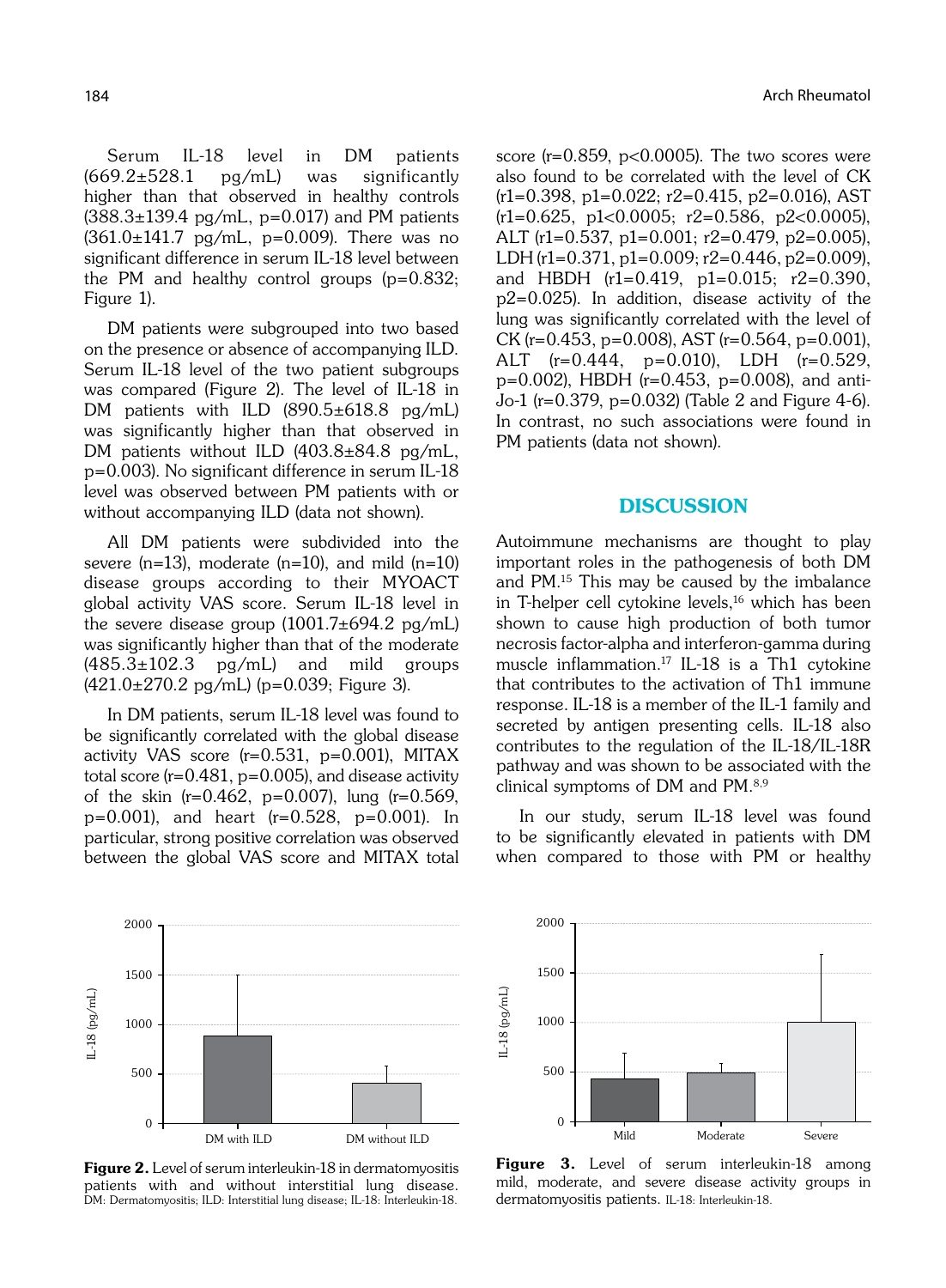Serum IL-18 level in DM patients (669.2±528.1 pg/mL) was significantly higher than that observed in healthy controls (388.3±139.4 pg/mL, p=0.017) and PM patients (361.0±141.7 pg/mL, p=0.009). There was no significant difference in serum IL-18 level between the PM and healthy control groups (p=0.832; Figure 1).

DM patients were subgrouped into two based on the presence or absence of accompanying ILD. Serum IL-18 level of the two patient subgroups was compared (Figure 2). The level of IL-18 in DM patients with ILD (890.5±618.8 pg/mL) was significantly higher than that observed in DM patients without ILD (403.8±84.8 pg/mL, p=0.003). No significant difference in serum IL-18 level was observed between PM patients with or without accompanying ILD (data not shown).

All DM patients were subdivided into the severe (n=13), moderate (n=10), and mild (n=10) disease groups according to their MYOACT global activity VAS score. Serum IL-18 level in the severe disease group (1001.7±694.2 pg/mL) was significantly higher than that of the moderate (485.3±102.3 pg/mL) and mild groups (421.0±270.2 pg/mL) (p=0.039; Figure 3).

In DM patients, serum IL-18 level was found to be significantly correlated with the global disease activity VAS score (r=0.531, p=0.001), MITAX total score (r=0.481, p=0.005), and disease activity of the skin (r=0.462, p=0.007), lung (r=0.569, p=0.001), and heart (r=0.528, p=0.001). In particular, strong positive correlation was observed between the global VAS score and MITAX total score (r=0.859, p<0.0005). The two scores were also found to be correlated with the level of CK ($r_1$=0.398, $p_1$=0.022; $r_2$=0.415, $p_2$=0.016), AST ($r_1$=0.625, $p_1$<0.0005; $r_2$=0.586, $p_2$<0.0005), ALT ($r_1$=0.537, $p_1$=0.001; $r_2$=0.479, $p_2$=0.005), LDH ($r_1$=0.371, $p_1$=0.009; $r_2$=0.446, $p_2$=0.009), and HBDH ($r_1$=0.419, $p_1$=0.015; $r_2$=0.390, $p_2$=0.025). In addition, disease activity of the lung was significantly correlated with the level of CK (r=0.453, p=0.008), AST (r=0.564, p=0.001), ALT (r=0.444, p=0.010), LDH (r=0.529, p=0.002), HBDH (r=0.453, p=0.008), and anti-Jo-1 (r=0.379, p=0.032) (Table 2 and Figure 4-6). In contrast, no such associations were found in PM patients (data not shown).

## DISCUSSION

Autoimmune mechanisms are thought to play important roles in the pathogenesis of both DM and PM.[15] This may be caused by the imbalance in T-helper cell cytokine levels,[16] which has been shown to cause high production of both tumor necrosis factor-alpha and interferon-gamma during muscle inflammation.[17] IL-18 is a Th1 cytokine that contributes to the activation of Th1 immune response. IL-18 is a member of the IL-1 family and secreted by antigen presenting cells. IL-18 also contributes to the regulation of the IL-18/IL-18R pathway and was shown to be associated with the clinical symptoms of DM and PM.[8,9]

In our study, serum IL-18 level was found to be significantly elevated in patients with DM when compared to those with PM or healthy

**Figure 2.** Level of serum interleukin-18 in dermatomyositis patients with and without interstitial lung disease. DM: Dermatomyositis; ILD: Interstitial lung disease; IL-18: Interleukin-18.

**Figure 3.** Level of serum interleukin-18 among mild, moderate, and severe disease activity groups in dermatomyositis patients. IL-18: Interleukin-18.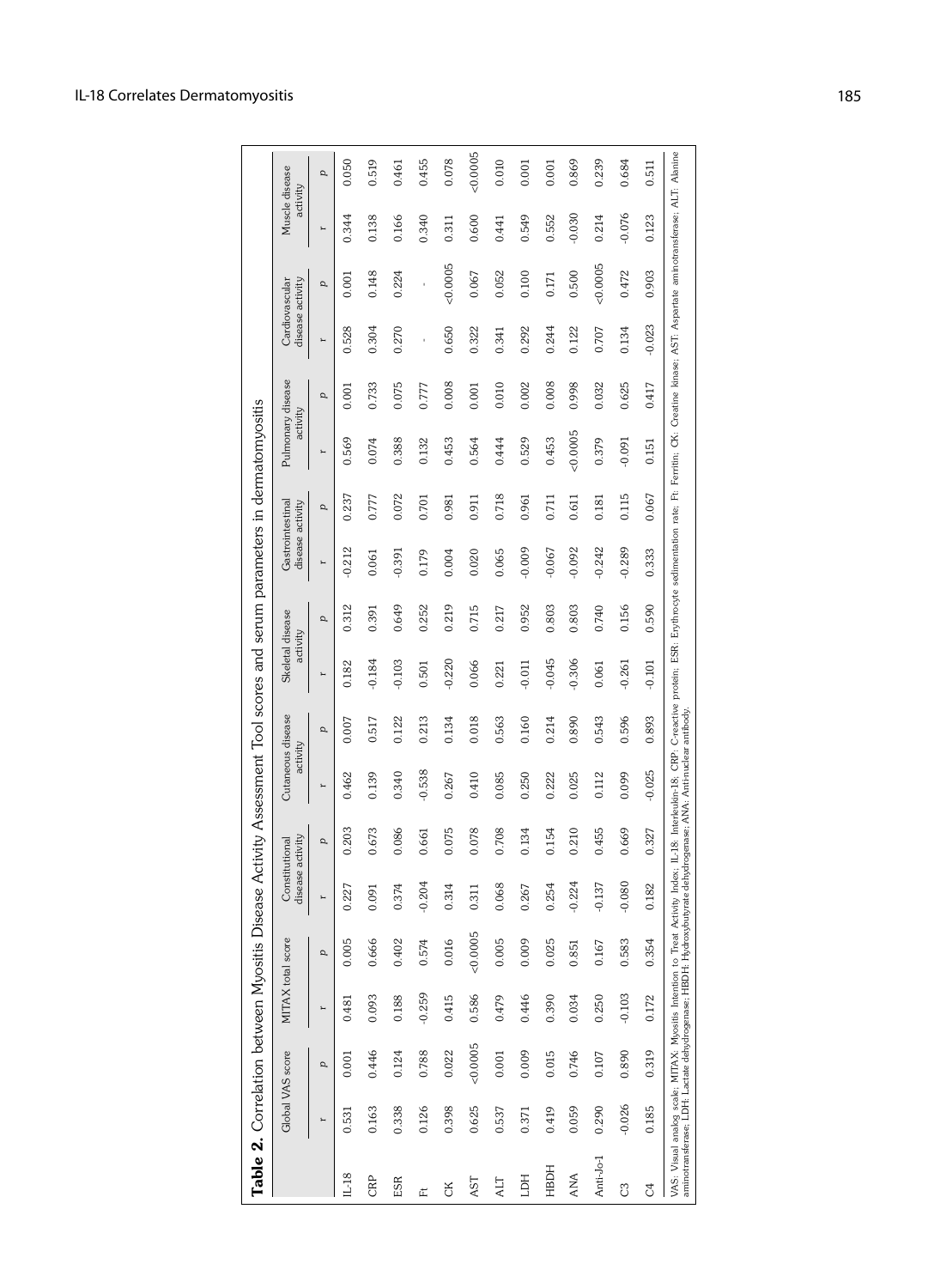**Table 2.** Correlation between Myositis Disease Activity Assessment Tool scores and serum parameters in dermatomyositis

| | Global VAS score | | MITAX total score | | Constitutional disease activity | | Cutaneous disease activity | | Skeletal disease activity | | Gastrointestinal disease activity | | Pulmonary disease activity | | Cardiovascular disease activity | | Muscle disease activity | |
|---|---|---|---|---|---|---|---|---|---|---|---|---|---|---|---|---|---|---|
| | r | p | r | p | r | p | r | p | r | p | r | p | r | p | r | p | r | p |
| IL-18 | 0.531 | 0.001 | 0.481 | 0.005 | 0.227 | 0.203 | 0.462 | 0.007 | 0.182 | 0.312 | -0.212 | 0.237 | 0.569 | 0.001 | 0.528 | 0.001 | 0.344 | 0.050 |
| CRP | 0.163 | 0.446 | 0.093 | 0.666 | 0.091 | 0.673 | 0.139 | 0.517 | -0.184 | 0.391 | 0.061 | 0.777 | 0.074 | 0.733 | 0.304 | 0.148 | 0.138 | 0.519 |
| ESR | 0.338 | 0.124 | 0.188 | 0.402 | 0.374 | 0.086 | 0.340 | 0.122 | -0.103 | 0.649 | -0.391 | 0.072 | 0.388 | 0.075 | 0.270 | 0.224 | 0.166 | 0.461 |
| Ft | 0.126 | 0.788 | -0.259 | 0.574 | -0.204 | 0.661 | -0.538 | 0.213 | 0.501 | 0.252 | 0.179 | 0.701 | 0.132 | 0.777 | - | - | 0.340 | 0.455 |
| CK | 0.398 | 0.022 | 0.415 | 0.016 | 0.314 | 0.075 | 0.267 | 0.134 | -0.220 | 0.219 | 0.004 | 0.981 | 0.453 | 0.008 | 0.650 | <0.0005 | 0.311 | 0.078 |
| AST | 0.625 | <0.0005 | 0.586 | <0.0005 | 0.311 | 0.078 | 0.410 | 0.018 | 0.066 | 0.715 | 0.020 | 0.911 | 0.564 | 0.001 | 0.322 | 0.067 | 0.600 | <0.0005 |
| ALT | 0.537 | 0.001 | 0.479 | 0.005 | 0.068 | 0.708 | 0.085 | 0.563 | 0.221 | 0.217 | 0.065 | 0.718 | 0.444 | 0.010 | 0.341 | 0.052 | 0.441 | 0.010 |
| LDH | 0.371 | 0.009 | 0.446 | 0.009 | 0.267 | 0.134 | 0.250 | 0.160 | -0.011 | 0.952 | -0.009 | 0.961 | 0.529 | 0.002 | 0.292 | 0.100 | 0.549 | 0.001 |
| HBDH | 0.419 | 0.015 | 0.390 | 0.025 | 0.254 | 0.154 | 0.222 | 0.214 | -0.045 | 0.803 | -0.067 | 0.711 | 0.453 | 0.008 | 0.244 | 0.171 | 0.552 | 0.001 |
| ANA | 0.059 | 0.746 | 0.034 | 0.851 | -0.224 | 0.210 | 0.025 | 0.890 | -0.306 | 0.803 | -0.092 | 0.611 | <0.0005 | 0.998 | 0.122 | 0.500 | -0.030 | 0.869 |
| Anti-Jo-1 | 0.290 | 0.107 | 0.250 | 0.167 | -0.137 | 0.455 | 0.112 | 0.543 | 0.061 | 0.740 | -0.242 | 0.181 | 0.379 | 0.032 | 0.707 | <0.0005 | 0.214 | 0.239 |
| C3 | -0.026 | 0.890 | -0.103 | 0.583 | -0.080 | 0.669 | 0.099 | 0.596 | -0.261 | 0.156 | -0.289 | 0.115 | -0.091 | 0.625 | 0.134 | 0.472 | -0.076 | 0.684 |
| C4 | 0.185 | 0.319 | 0.172 | 0.354 | 0.182 | 0.327 | -0.025 | 0.893 | -0.101 | 0.590 | 0.333 | 0.067 | 0.151 | 0.417 | -0.023 | 0.903 | 0.123 | 0.511 |

VAS: Visual analog scale; MITAX: Myositis Intention to Treat Activity Index; IL-18: Interleukin-18; CRP: C-reactive protein; ESR: Erythrocyte sedimentation rate; Ft: Ferritin; CK: Creatine kinase; AST: Aspartate aminotransferase; ALT: Alanine aminotransferase; LDH: Lactate dehydrogenase; HBDH: Hydroxybutyrate dehydrogenase; ANA: Anti-nuclear antibody.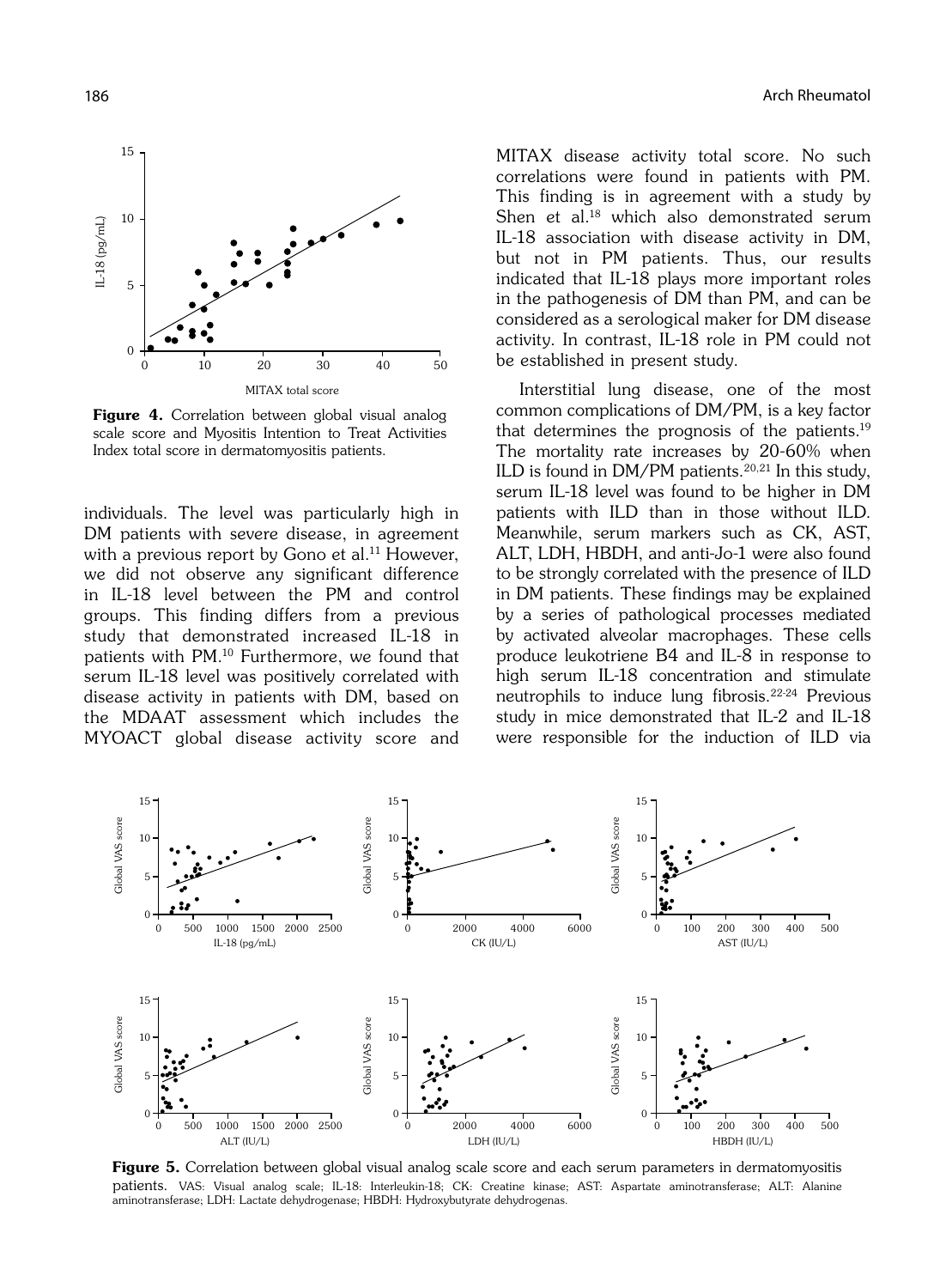Figure 4. Correlation between global visual analog scale score and Myositis Intention to Treat Activities Index total score in dermatomyositis patients.

individuals. The level was particularly high in DM patients with severe disease, in agreement with a previous report by Gono et al.[11] However, we did not observe any significant difference in IL-18 level between the PM and control groups. This finding differs from a previous study that demonstrated increased IL-18 in patients with PM.[10] Furthermore, we found that serum IL-18 level was positively correlated with disease activity in patients with DM, based on the MDAAT assessment which includes the MYOACT global disease activity score and MITAX disease activity total score. No such correlations were found in patients with PM. This finding is in agreement with a study by Shen et al.[18] which also demonstrated serum IL-18 association with disease activity in DM, but not in PM patients. Thus, our results indicated that IL-18 plays more important roles in the pathogenesis of DM than PM, and can be considered as a serological maker for DM disease activity. In contrast, IL-18 role in PM could not be established in present study.

Interstitial lung disease, one of the most common complications of DM/PM, is a key factor that determines the prognosis of the patients.[19] The mortality rate increases by 20-60% when ILD is found in DM/PM patients.[20,21] In this study, serum IL-18 level was found to be higher in DM patients with ILD than in those without ILD. Meanwhile, serum markers such as CK, AST, ALT, LDH, HBDH, and anti-Jo-1 were also found to be strongly correlated with the presence of ILD in DM patients. These findings may be explained by a series of pathological processes mediated by activated alveolar macrophages. These cells produce leukotriene B4 and IL-8 in response to high serum IL-18 concentration and stimulate neutrophils to induce lung fibrosis.[22-24] Previous study in mice demonstrated that IL-2 and IL-18 were responsible for the induction of ILD via

Figure 5. Correlation between global visual analog scale score and each serum parameters in dermatomyositis patients. VAS: Visual analog scale; IL-18: Interleukin-18; CK: Creatine kinase; AST: Aspartate aminotransferase; ALT: Alanine aminotransferase; LDH: Lactate dehydrogenase; HBDH: Hydroxybutyrate dehydrogenas.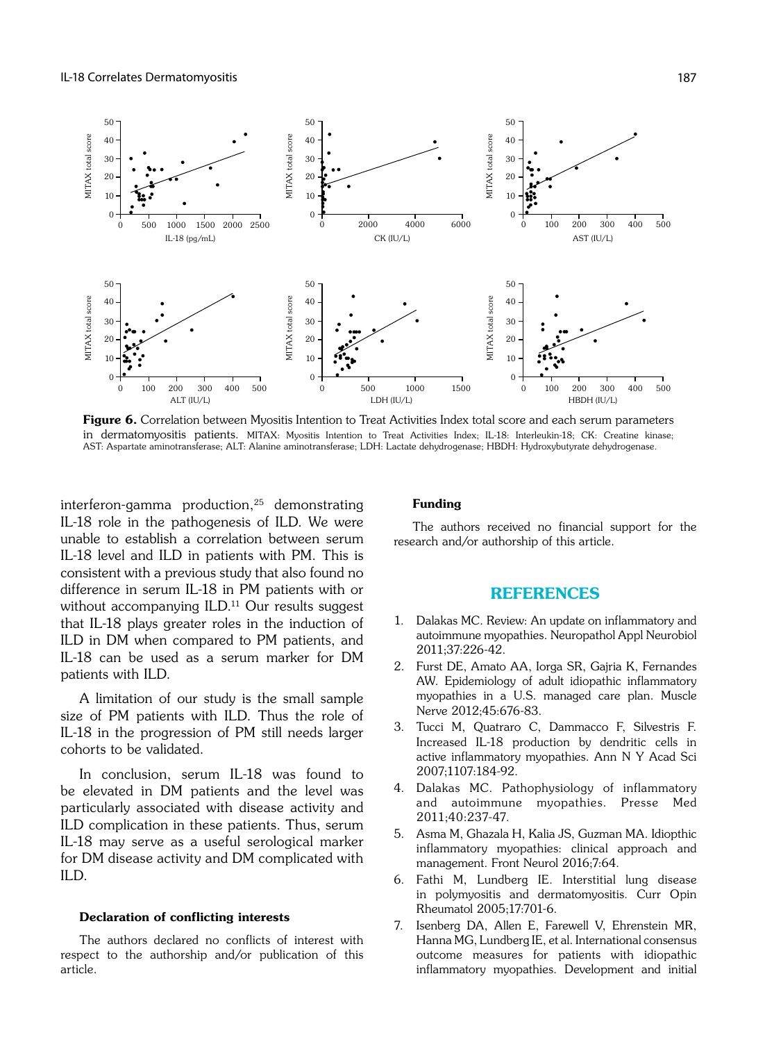**Figure 6.** Correlation between Myositis Intention to Treat Activities Index total score and each serum parameters in dermatomyositis patients. MITAX: Myositis Intention to Treat Activities Index; IL-18: Interleukin-18; CK: Creatine kinase; AST: Aspartate aminotransferase; ALT: Alanine aminotransferase; LDH: Lactate dehydrogenase; HBDH: Hydroxybutyrate dehydrogenase.

interferon-gamma production,[25] demonstrating IL-18 role in the pathogenesis of ILD. We were unable to establish a correlation between serum IL-18 level and ILD in patients with PM. This is consistent with a previous study that also found no difference in serum IL-18 in PM patients with or without accompanying ILD.[11] Our results suggest that IL-18 plays greater roles in the induction of ILD in DM when compared to PM patients, and IL-18 can be used as a serum marker for DM patients with ILD.

A limitation of our study is the small sample size of PM patients with ILD. Thus the role of IL-18 in the progression of PM still needs larger cohorts to be validated.

In conclusion, serum IL-18 was found to be elevated in DM patients and the level was particularly associated with disease activity and ILD complication in these patients. Thus, serum IL-18 may serve as a useful serological marker for DM disease activity and DM complicated with ILD.

#### Declaration of conflicting interests

The authors declared no conflicts of interest with respect to the authorship and/or publication of this article.

#### Funding

The authors received no financial support for the research and/or authorship of this article.

## REFERENCES

1. Dalakas MC. Review: An update on inflammatory and autoimmune myopathies. Neuropathol Appl Neurobiol 2011;37:226-42.
2. Furst DE, Amato AA, Iorga SR, Gajria K, Fernandes AW. Epidemiology of adult idiopathic inflammatory myopathies in a U.S. managed care plan. Muscle Nerve 2012;45:676-83.
3. Tucci M, Quatraro C, Dammacco F, Silvestris F. Increased IL-18 production by dendritic cells in active inflammatory myopathies. Ann N Y Acad Sci 2007;1107:184-92.
4. Dalakas MC. Pathophysiology of inflammatory and autoimmune myopathies. Presse Med 2011;40:237-47.
5. Asma M, Ghazala H, Kalia JS, Guzman MA. Idiopthic inflammatory myopathies: clinical approach and management. Front Neurol 2016;7:64.
6. Fathi M, Lundberg IE. Interstitial lung disease in polymyositis and dermatomyositis. Curr Opin Rheumatol 2005;17:701-6.
7. Isenberg DA, Allen E, Farewell V, Ehrenstein MR, Hanna MG, Lundberg IE, et al. International consensus outcome measures for patients with idiopathic inflammatory myopathies. Development and initial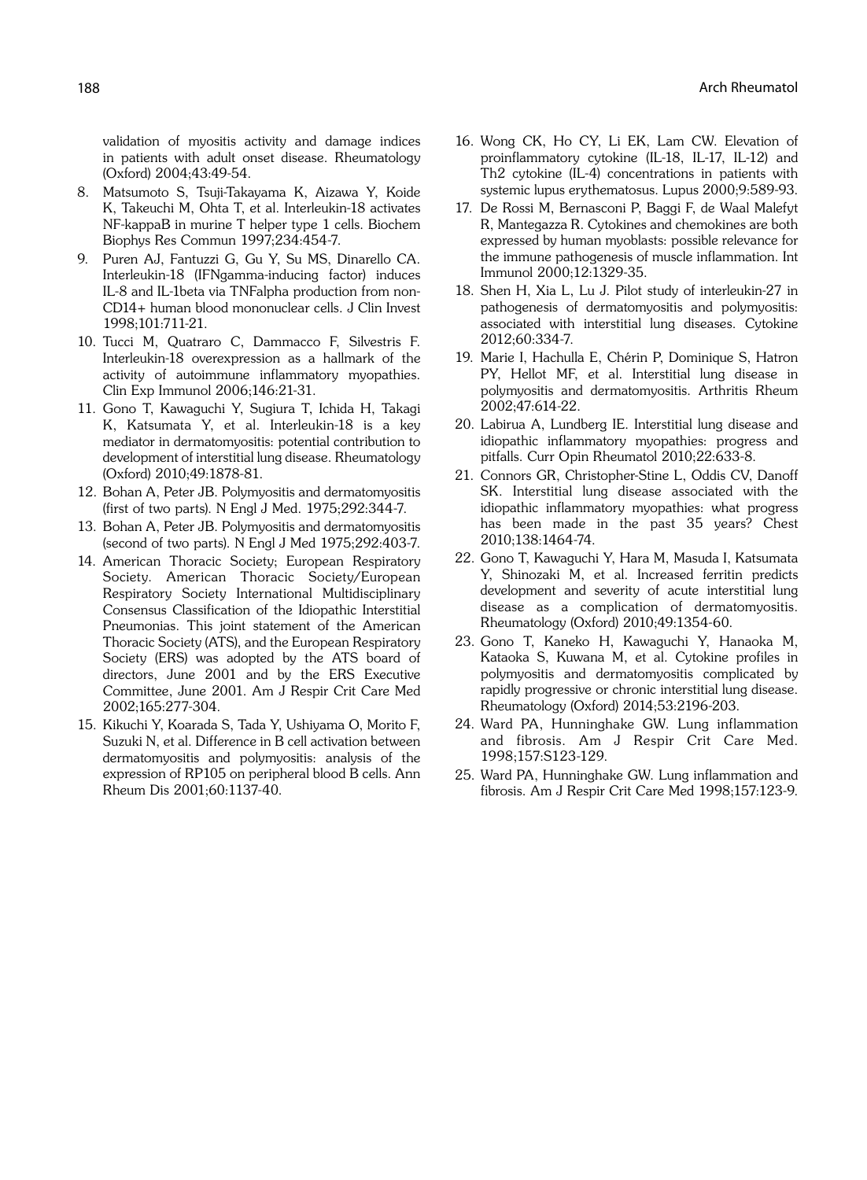validation of myositis activity and damage indices in patients with adult onset disease. Rheumatology (Oxford) 2004;43:49-54.

8. Matsumoto S, Tsuji-Takayama K, Aizawa Y, Koide K, Takeuchi M, Ohta T, et al. Interleukin-18 activates NF-kappaB in murine T helper type 1 cells. Biochem Biophys Res Commun 1997;234:454-7.
9. Puren AJ, Fantuzzi G, Gu Y, Su MS, Dinarello CA. Interleukin-18 (IFNgamma-inducing factor) induces IL-8 and IL-1beta via TNFalpha production from non-CD14+ human blood mononuclear cells. J Clin Invest 1998;101:711-21.
10. Tucci M, Quatraro C, Dammacco F, Silvestris F. Interleukin-18 overexpression as a hallmark of the activity of autoimmune inflammatory myopathies. Clin Exp Immunol 2006;146:21-31.
11. Gono T, Kawaguchi Y, Sugiura T, Ichida H, Takagi K, Katsumata Y, et al. Interleukin-18 is a key mediator in dermatomyositis: potential contribution to development of interstitial lung disease. Rheumatology (Oxford) 2010;49:1878-81.
12. Bohan A, Peter JB. Polymyositis and dermatomyositis (first of two parts). N Engl J Med. 1975;292:344-7.
13. Bohan A, Peter JB. Polymyositis and dermatomyositis (second of two parts). N Engl J Med 1975;292:403-7.
14. American Thoracic Society; European Respiratory Society. American Thoracic Society/European Respiratory Society International Multidisciplinary Consensus Classification of the Idiopathic Interstitial Pneumonias. This joint statement of the American Thoracic Society (ATS), and the European Respiratory Society (ERS) was adopted by the ATS board of directors, June 2001 and by the ERS Executive Committee, June 2001. Am J Respir Crit Care Med 2002;165:277-304.
15. Kikuchi Y, Koarada S, Tada Y, Ushiyama O, Morito F, Suzuki N, et al. Difference in B cell activation between dermatomyositis and polymyositis: analysis of the expression of RP105 on peripheral blood B cells. Ann Rheum Dis 2001;60:1137-40.
16. Wong CK, Ho CY, Li EK, Lam CW. Elevation of proinflammatory cytokine (IL-18, IL-17, IL-12) and Th2 cytokine (IL-4) concentrations in patients with systemic lupus erythematosus. Lupus 2000;9:589-93.
17. De Rossi M, Bernasconi P, Baggi F, de Waal Malefyt R, Mantegazza R. Cytokines and chemokines are both expressed by human myoblasts: possible relevance for the immune pathogenesis of muscle inflammation. Int Immunol 2000;12:1329-35.
18. Shen H, Xia L, Lu J. Pilot study of interleukin-27 in pathogenesis of dermatomyositis and polymyositis: associated with interstitial lung diseases. Cytokine 2012;60:334-7.
19. Marie I, Hachulla E, Chérin P, Dominique S, Hatron PY, Hellot MF, et al. Interstitial lung disease in polymyositis and dermatomyositis. Arthritis Rheum 2002;47:614-22.
20. Labirua A, Lundberg IE. Interstitial lung disease and idiopathic inflammatory myopathies: progress and pitfalls. Curr Opin Rheumatol 2010;22:633-8.
21. Connors GR, Christopher-Stine L, Oddis CV, Danoff SK. Interstitial lung disease associated with the idiopathic inflammatory myopathies: what progress has been made in the past 35 years? Chest 2010;138:1464-74.
22. Gono T, Kawaguchi Y, Hara M, Masuda I, Katsumata Y, Shinozaki M, et al. Increased ferritin predicts development and severity of acute interstitial lung disease as a complication of dermatomyositis. Rheumatology (Oxford) 2010;49:1354-60.
23. Gono T, Kaneko H, Kawaguchi Y, Hanaoka M, Kataoka S, Kuwana M, et al. Cytokine profiles in polymyositis and dermatomyositis complicated by rapidly progressive or chronic interstitial lung disease. Rheumatology (Oxford) 2014;53:2196-203.
24. Ward PA, Hunninghake GW. Lung inflammation and fibrosis. Am J Respir Crit Care Med. 1998;157:S123-129.
25. Ward PA, Hunninghake GW. Lung inflammation and fibrosis. Am J Respir Crit Care Med 1998;157:123-9.